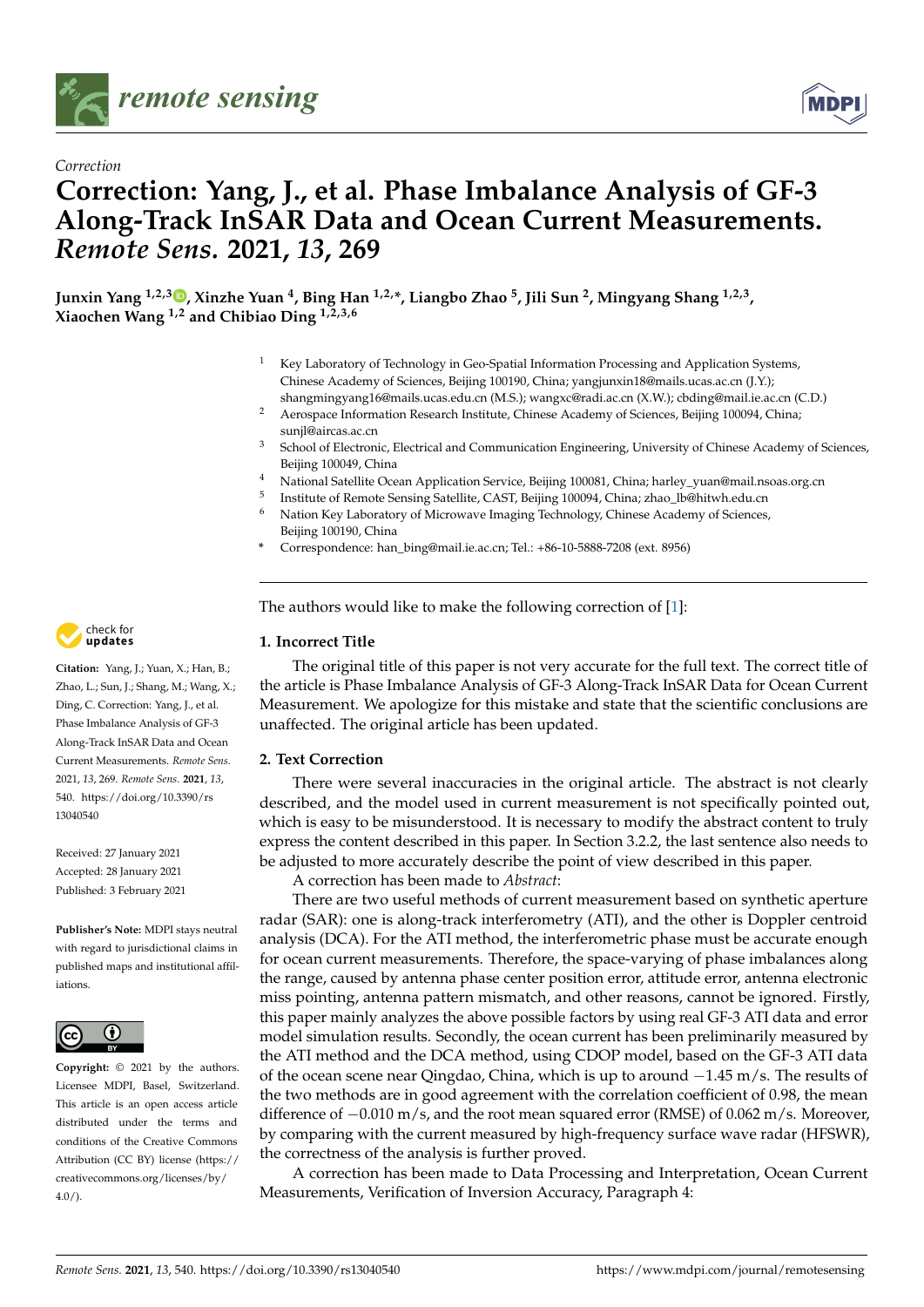*Correction*

# Correction: Yang, J., et al. Phase Imbalance Analysis of GF-3 Along-Track InSAR Data and Ocean Current Measurements. *Remote Sens.* 2021, *13*, 269

**Junxin Yang [1,2,3], Xinzhe Yuan [4], Bing Han [1,2,*], Liangbo Zhao [5], Jili Sun [2], Mingyang Shang [1,2,3], Xiaochen Wang [1,2] and Chibiao Ding [1,2,3,6]**

1. Key Laboratory of Technology in Geo-Spatial Information Processing and Application Systems, Chinese Academy of Sciences, Beijing 100190, China; yangjunxin18@mails.ucas.ac.cn (J.Y.); shangmingyang16@mails.ucas.edu.cn (M.S.); wangxc@radi.ac.cn (X.W.); cbding@mail.ie.ac.cn (C.D.)
2. Aerospace Information Research Institute, Chinese Academy of Sciences, Beijing 100094, China; sunjl@aircas.ac.cn
3. School of Electronic, Electrical and Communication Engineering, University of Chinese Academy of Sciences, Beijing 100049, China
4. National Satellite Ocean Application Service, Beijing 100081, China; harley_yuan@mail.nsoas.org.cn
5. Institute of Remote Sensing Satellite, CAST, Beijing 100094, China; zhao_lb@hitwh.edu.cn
6. Nation Key Laboratory of Microwave Imaging Technology, Chinese Academy of Sciences, Beijing 100190, China

\* Correspondence: han_bing@mail.ie.ac.cn; Tel.: +86-10-5888-7208 (ext. 8956)

**Citation:** Yang, J.; Yuan, X.; Han, B.; Zhao, L.; Sun, J.; Shang, M.; Wang, X.; Ding, C. Correction: Yang, J., et al. Phase Imbalance Analysis of GF-3 Along-Track InSAR Data and Ocean Current Measurements. *Remote Sens.* 2021, *13*, 269. *Remote Sens.* **2021**, *13*, 540. https://doi.org/10.3390/rs13040540

Received: 27 January 2021
Accepted: 28 January 2021
Published: 3 February 2021

**Publisher's Note:** MDPI stays neutral with regard to jurisdictional claims in published maps and institutional affiliations.

**Copyright:** © 2021 by the authors. Licensee MDPI, Basel, Switzerland. This article is an open access article distributed under the terms and conditions of the Creative Commons Attribution (CC BY) license (https://creativecommons.org/licenses/by/4.0/).

The authors would like to make the following correction of [1]:

## 1. Incorrect Title

The original title of this paper is not very accurate for the full text. The correct title of the article is Phase Imbalance Analysis of GF-3 Along-Track InSAR Data for Ocean Current Measurement. We apologize for this mistake and state that the scientific conclusions are unaffected. The original article has been updated.

## 2. Text Correction

There were several inaccuracies in the original article. The abstract is not clearly described, and the model used in current measurement is not specifically pointed out, which is easy to be misunderstood. It is necessary to modify the abstract content to truly express the content described in this paper. In Section 3.2.2, the last sentence also needs to be adjusted to more accurately describe the point of view described in this paper.

A correction has been made to *Abstract*:

There are two useful methods of current measurement based on synthetic aperture radar (SAR): one is along-track interferometry (ATI), and the other is Doppler centroid analysis (DCA). For the ATI method, the interferometric phase must be accurate enough for ocean current measurements. Therefore, the space-varying of phase imbalances along the range, caused by antenna phase center position error, attitude error, antenna electronic miss pointing, antenna pattern mismatch, and other reasons, cannot be ignored. Firstly, this paper mainly analyzes the above possible factors by using real GF-3 ATI data and error model simulation results. Secondly, the ocean current has been preliminarily measured by the ATI method and the DCA method, using CDOP model, based on the GF-3 ATI data of the ocean scene near Qingdao, China, which is up to around $-1.45$ m/s. The results of the two methods are in good agreement with the correlation coefficient of 0.98, the mean difference of $-0.010$ m/s, and the root mean squared error (RMSE) of 0.062 m/s. Moreover, by comparing with the current measured by high-frequency surface wave radar (HFSWR), the correctness of the analysis is further proved.

A correction has been made to Data Processing and Interpretation, Ocean Current Measurements, Verification of Inversion Accuracy, Paragraph 4: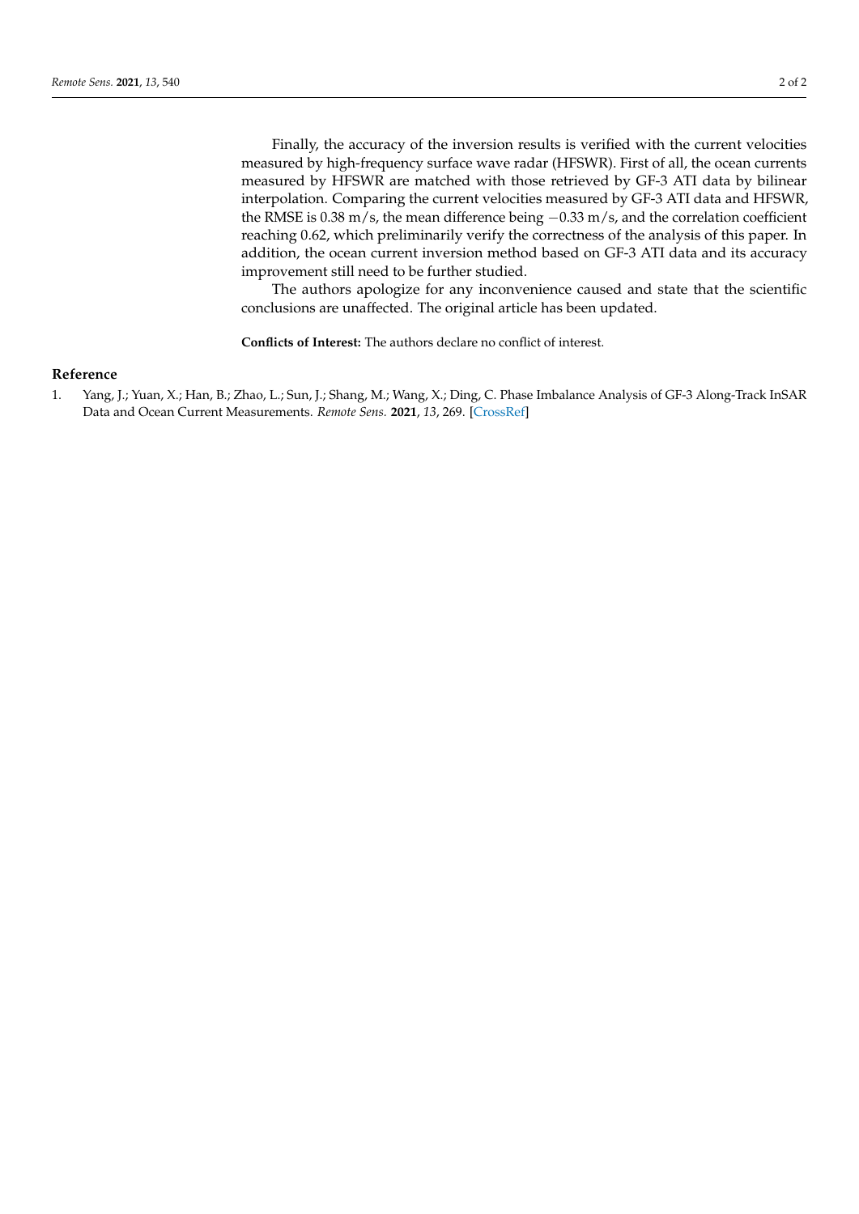Finally, the accuracy of the inversion results is verified with the current velocities measured by high-frequency surface wave radar (HFSWR). First of all, the ocean currents measured by HFSWR are matched with those retrieved by GF-3 ATI data by bilinear interpolation. Comparing the current velocities measured by GF-3 ATI data and HFSWR, the RMSE is 0.38 m/s, the mean difference being −0.33 m/s, and the correlation coefficient reaching 0.62, which preliminarily verify the correctness of the analysis of this paper. In addition, the ocean current inversion method based on GF-3 ATI data and its accuracy improvement still need to be further studied.

The authors apologize for any inconvenience caused and state that the scientific conclusions are unaffected. The original article has been updated.

**Conflicts of Interest:** The authors declare no conflict of interest.

## Reference

1. Yang, J.; Yuan, X.; Han, B.; Zhao, L.; Sun, J.; Shang, M.; Wang, X.; Ding, C. Phase Imbalance Analysis of GF-3 Along-Track InSAR Data and Ocean Current Measurements. *Remote Sens.* **2021**, *13*, 269. [CrossRef]